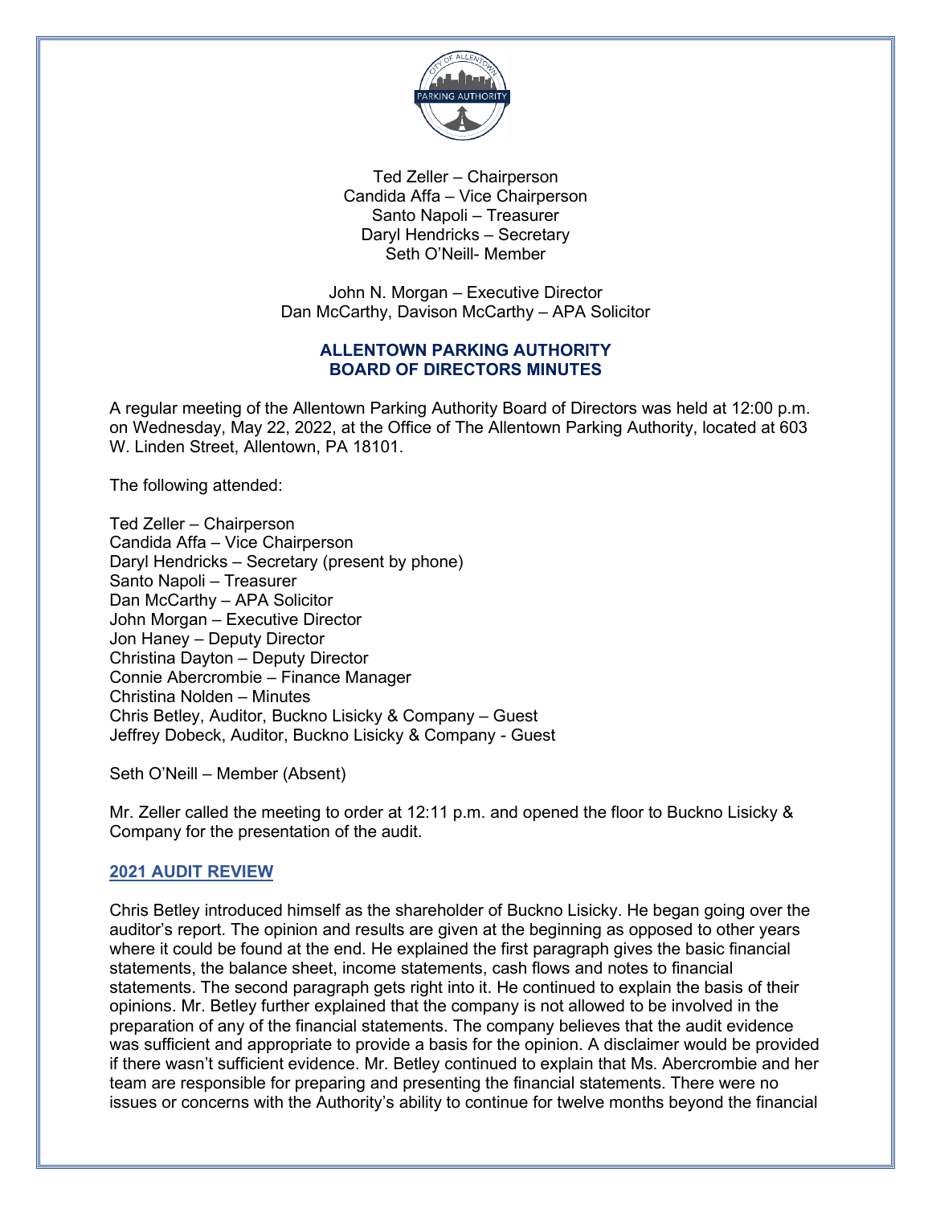Ted Zeller – Chairperson
Candida Affa – Vice Chairperson
Santo Napoli – Treasurer
Daryl Hendricks – Secretary
Seth O'Neill- Member

John N. Morgan – Executive Director
Dan McCarthy, Davison McCarthy – APA Solicitor

# ALLENTOWN PARKING AUTHORITY BOARD OF DIRECTORS MINUTES

A regular meeting of the Allentown Parking Authority Board of Directors was held at 12:00 p.m. on Wednesday, May 22, 2022, at the Office of The Allentown Parking Authority, located at 603 W. Linden Street, Allentown, PA 18101.

The following attended:

Ted Zeller – Chairperson
Candida Affa – Vice Chairperson
Daryl Hendricks – Secretary (present by phone)
Santo Napoli – Treasurer
Dan McCarthy – APA Solicitor
John Morgan – Executive Director
Jon Haney – Deputy Director
Christina Dayton – Deputy Director
Connie Abercrombie – Finance Manager
Christina Nolden – Minutes
Chris Betley, Auditor, Buckno Lisicky & Company – Guest
Jeffrey Dobeck, Auditor, Buckno Lisicky & Company - Guest

Seth O'Neill – Member (Absent)

Mr. Zeller called the meeting to order at 12:11 p.m. and opened the floor to Buckno Lisicky & Company for the presentation of the audit.

## 2021 AUDIT REVIEW

Chris Betley introduced himself as the shareholder of Buckno Lisicky. He began going over the auditor's report. The opinion and results are given at the beginning as opposed to other years where it could be found at the end. He explained the first paragraph gives the basic financial statements, the balance sheet, income statements, cash flows and notes to financial statements. The second paragraph gets right into it. He continued to explain the basis of their opinions. Mr. Betley further explained that the company is not allowed to be involved in the preparation of any of the financial statements. The company believes that the audit evidence was sufficient and appropriate to provide a basis for the opinion. A disclaimer would be provided if there wasn't sufficient evidence. Mr. Betley continued to explain that Ms. Abercrombie and her team are responsible for preparing and presenting the financial statements. There were no issues or concerns with the Authority's ability to continue for twelve months beyond the financial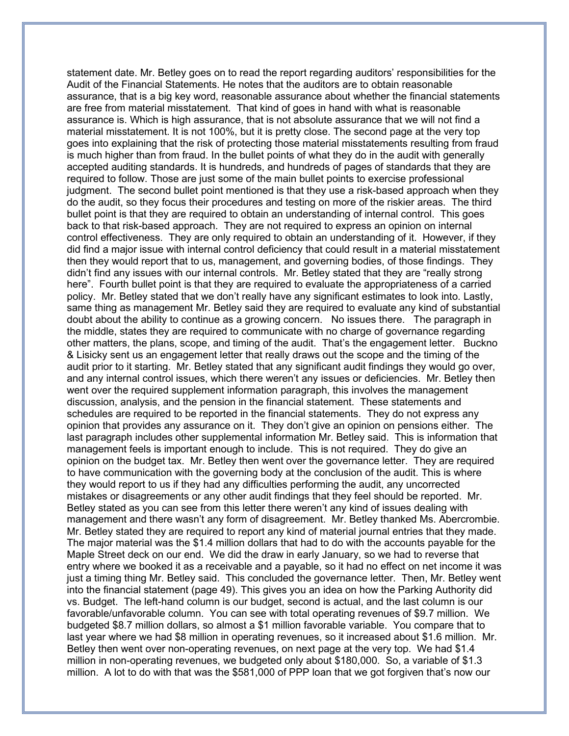statement date. Mr. Betley goes on to read the report regarding auditors' responsibilities for the Audit of the Financial Statements. He notes that the auditors are to obtain reasonable assurance, that is a big key word, reasonable assurance about whether the financial statements are free from material misstatement. That kind of goes in hand with what is reasonable assurance is. Which is high assurance, that is not absolute assurance that we will not find a material misstatement. It is not 100%, but it is pretty close. The second page at the very top goes into explaining that the risk of protecting those material misstatements resulting from fraud is much higher than from fraud. In the bullet points of what they do in the audit with generally accepted auditing standards. It is hundreds, and hundreds of pages of standards that they are required to follow. Those are just some of the main bullet points to exercise professional judgment. The second bullet point mentioned is that they use a risk-based approach when they do the audit, so they focus their procedures and testing on more of the riskier areas. The third bullet point is that they are required to obtain an understanding of internal control. This goes back to that risk-based approach. They are not required to express an opinion on internal control effectiveness. They are only required to obtain an understanding of it. However, if they did find a major issue with internal control deficiency that could result in a material misstatement then they would report that to us, management, and governing bodies, of those findings. They didn't find any issues with our internal controls. Mr. Betley stated that they are "really strong here". Fourth bullet point is that they are required to evaluate the appropriateness of a carried policy. Mr. Betley stated that we don't really have any significant estimates to look into. Lastly, same thing as management Mr. Betley said they are required to evaluate any kind of substantial doubt about the ability to continue as a growing concern. No issues there. The paragraph in the middle, states they are required to communicate with no charge of governance regarding other matters, the plans, scope, and timing of the audit. That's the engagement letter. Buckno & Lisicky sent us an engagement letter that really draws out the scope and the timing of the audit prior to it starting. Mr. Betley stated that any significant audit findings they would go over, and any internal control issues, which there weren't any issues or deficiencies. Mr. Betley then went over the required supplement information paragraph, this involves the management discussion, analysis, and the pension in the financial statement. These statements and schedules are required to be reported in the financial statements. They do not express any opinion that provides any assurance on it. They don't give an opinion on pensions either. The last paragraph includes other supplemental information Mr. Betley said. This is information that management feels is important enough to include. This is not required. They do give an opinion on the budget tax. Mr. Betley then went over the governance letter. They are required to have communication with the governing body at the conclusion of the audit. This is where they would report to us if they had any difficulties performing the audit, any uncorrected mistakes or disagreements or any other audit findings that they feel should be reported. Mr. Betley stated as you can see from this letter there weren't any kind of issues dealing with management and there wasn't any form of disagreement. Mr. Betley thanked Ms. Abercrombie. Mr. Betley stated they are required to report any kind of material journal entries that they made. The major material was the $1.4 million dollars that had to do with the accounts payable for the Maple Street deck on our end. We did the draw in early January, so we had to reverse that entry where we booked it as a receivable and a payable, so it had no effect on net income it was just a timing thing Mr. Betley said. This concluded the governance letter. Then, Mr. Betley went into the financial statement (page 49). This gives you an idea on how the Parking Authority did vs. Budget. The left-hand column is our budget, second is actual, and the last column is our favorable/unfavorable column. You can see with total operating revenues of $9.7 million. We budgeted $8.7 million dollars, so almost a $1 million favorable variable. You compare that to last year where we had $8 million in operating revenues, so it increased about $1.6 million. Mr. Betley then went over non-operating revenues, on next page at the very top. We had $1.4 million in non-operating revenues, we budgeted only about $180,000. So, a variable of $1.3 million. A lot to do with that was the $581,000 of PPP loan that we got forgiven that's now our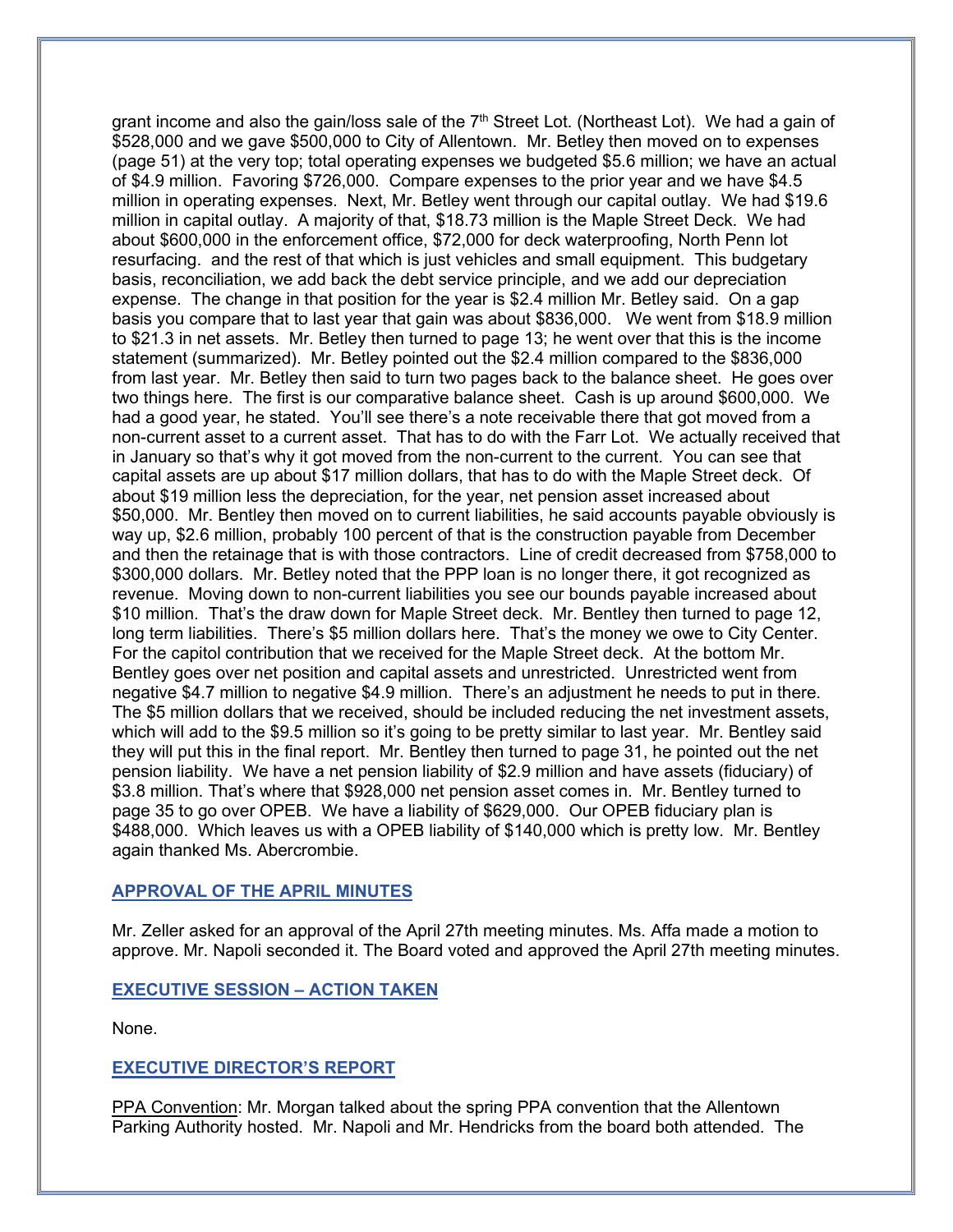grant income and also the gain/loss sale of the 7th Street Lot. (Northeast Lot). We had a gain of \$528,000 and we gave \$500,000 to City of Allentown. Mr. Betley then moved on to expenses (page 51) at the very top; total operating expenses we budgeted \$5.6 million; we have an actual of \$4.9 million. Favoring \$726,000. Compare expenses to the prior year and we have \$4.5 million in operating expenses. Next, Mr. Betley went through our capital outlay. We had \$19.6 million in capital outlay. A majority of that, \$18.73 million is the Maple Street Deck. We had about \$600,000 in the enforcement office, \$72,000 for deck waterproofing, North Penn lot resurfacing. and the rest of that which is just vehicles and small equipment. This budgetary basis, reconciliation, we add back the debt service principle, and we add our depreciation expense. The change in that position for the year is \$2.4 million Mr. Betley said. On a gap basis you compare that to last year that gain was about \$836,000. We went from \$18.9 million to \$21.3 in net assets. Mr. Betley then turned to page 13; he went over that this is the income statement (summarized). Mr. Betley pointed out the \$2.4 million compared to the \$836,000 from last year. Mr. Betley then said to turn two pages back to the balance sheet. He goes over two things here. The first is our comparative balance sheet. Cash is up around \$600,000. We had a good year, he stated. You'll see there's a note receivable there that got moved from a non-current asset to a current asset. That has to do with the Farr Lot. We actually received that in January so that's why it got moved from the non-current to the current. You can see that capital assets are up about \$17 million dollars, that has to do with the Maple Street deck. Of about \$19 million less the depreciation, for the year, net pension asset increased about \$50,000. Mr. Bentley then moved on to current liabilities, he said accounts payable obviously is way up, \$2.6 million, probably 100 percent of that is the construction payable from December and then the retainage that is with those contractors. Line of credit decreased from \$758,000 to \$300,000 dollars. Mr. Betley noted that the PPP loan is no longer there, it got recognized as revenue. Moving down to non-current liabilities you see our bounds payable increased about \$10 million. That's the draw down for Maple Street deck. Mr. Bentley then turned to page 12, long term liabilities. There's \$5 million dollars here. That's the money we owe to City Center. For the capitol contribution that we received for the Maple Street deck. At the bottom Mr. Bentley goes over net position and capital assets and unrestricted. Unrestricted went from negative \$4.7 million to negative \$4.9 million. There's an adjustment he needs to put in there. The \$5 million dollars that we received, should be included reducing the net investment assets, which will add to the \$9.5 million so it's going to be pretty similar to last year. Mr. Bentley said they will put this in the final report. Mr. Bentley then turned to page 31, he pointed out the net pension liability. We have a net pension liability of \$2.9 million and have assets (fiduciary) of \$3.8 million. That's where that \$928,000 net pension asset comes in. Mr. Bentley turned to page 35 to go over OPEB. We have a liability of \$629,000. Our OPEB fiduciary plan is \$488,000. Which leaves us with a OPEB liability of \$140,000 which is pretty low. Mr. Bentley again thanked Ms. Abercrombie.

## APPROVAL OF THE APRIL MINUTES

Mr. Zeller asked for an approval of the April 27th meeting minutes. Ms. Affa made a motion to approve. Mr. Napoli seconded it. The Board voted and approved the April 27th meeting minutes.

## EXECUTIVE SESSION – ACTION TAKEN

None.

## EXECUTIVE DIRECTOR'S REPORT

PPA Convention: Mr. Morgan talked about the spring PPA convention that the Allentown Parking Authority hosted. Mr. Napoli and Mr. Hendricks from the board both attended. The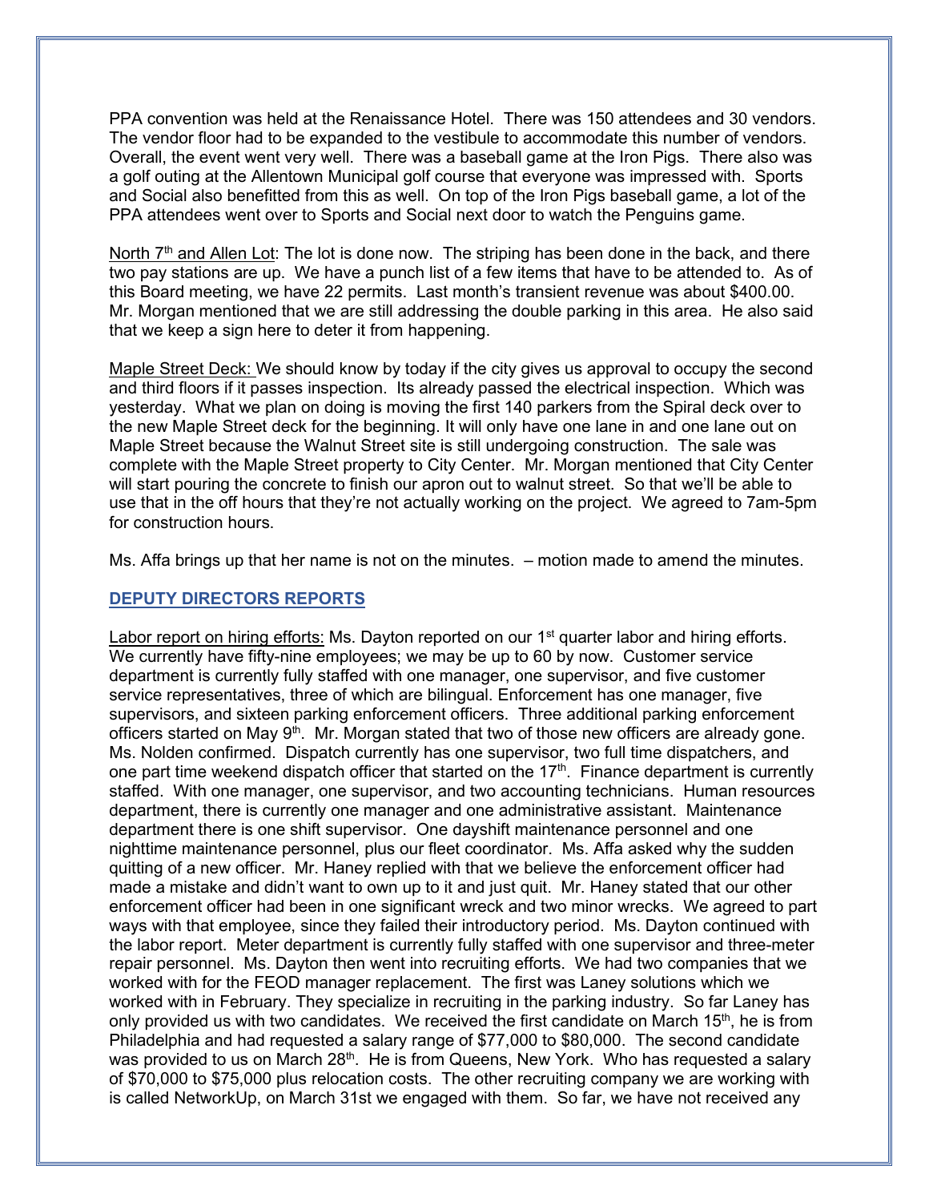PPA convention was held at the Renaissance Hotel. There was 150 attendees and 30 vendors. The vendor floor had to be expanded to the vestibule to accommodate this number of vendors. Overall, the event went very well. There was a baseball game at the Iron Pigs. There also was a golf outing at the Allentown Municipal golf course that everyone was impressed with. Sports and Social also benefitted from this as well. On top of the Iron Pigs baseball game, a lot of the PPA attendees went over to Sports and Social next door to watch the Penguins game.

North 7th and Allen Lot: The lot is done now. The striping has been done in the back, and there two pay stations are up. We have a punch list of a few items that have to be attended to. As of this Board meeting, we have 22 permits. Last month's transient revenue was about $400.00. Mr. Morgan mentioned that we are still addressing the double parking in this area. He also said that we keep a sign here to deter it from happening.

Maple Street Deck: We should know by today if the city gives us approval to occupy the second and third floors if it passes inspection. Its already passed the electrical inspection. Which was yesterday. What we plan on doing is moving the first 140 parkers from the Spiral deck over to the new Maple Street deck for the beginning. It will only have one lane in and one lane out on Maple Street because the Walnut Street site is still undergoing construction. The sale was complete with the Maple Street property to City Center. Mr. Morgan mentioned that City Center will start pouring the concrete to finish our apron out to walnut street. So that we'll be able to use that in the off hours that they're not actually working on the project. We agreed to 7am-5pm for construction hours.

Ms. Affa brings up that her name is not on the minutes. – motion made to amend the minutes.

## DEPUTY DIRECTORS REPORTS

Labor report on hiring efforts: Ms. Dayton reported on our 1st quarter labor and hiring efforts. We currently have fifty-nine employees; we may be up to 60 by now. Customer service department is currently fully staffed with one manager, one supervisor, and five customer service representatives, three of which are bilingual. Enforcement has one manager, five supervisors, and sixteen parking enforcement officers. Three additional parking enforcement officers started on May 9th. Mr. Morgan stated that two of those new officers are already gone. Ms. Nolden confirmed. Dispatch currently has one supervisor, two full time dispatchers, and one part time weekend dispatch officer that started on the 17th. Finance department is currently staffed. With one manager, one supervisor, and two accounting technicians. Human resources department, there is currently one manager and one administrative assistant. Maintenance department there is one shift supervisor. One dayshift maintenance personnel and one nighttime maintenance personnel, plus our fleet coordinator. Ms. Affa asked why the sudden quitting of a new officer. Mr. Haney replied with that we believe the enforcement officer had made a mistake and didn't want to own up to it and just quit. Mr. Haney stated that our other enforcement officer had been in one significant wreck and two minor wrecks. We agreed to part ways with that employee, since they failed their introductory period. Ms. Dayton continued with the labor report. Meter department is currently fully staffed with one supervisor and three-meter repair personnel. Ms. Dayton then went into recruiting efforts. We had two companies that we worked with for the FEOD manager replacement. The first was Laney solutions which we worked with in February. They specialize in recruiting in the parking industry. So far Laney has only provided us with two candidates. We received the first candidate on March 15th, he is from Philadelphia and had requested a salary range of $77,000 to $80,000. The second candidate was provided to us on March 28th. He is from Queens, New York. Who has requested a salary of $70,000 to $75,000 plus relocation costs. The other recruiting company we are working with is called NetworkUp, on March 31st we engaged with them. So far, we have not received any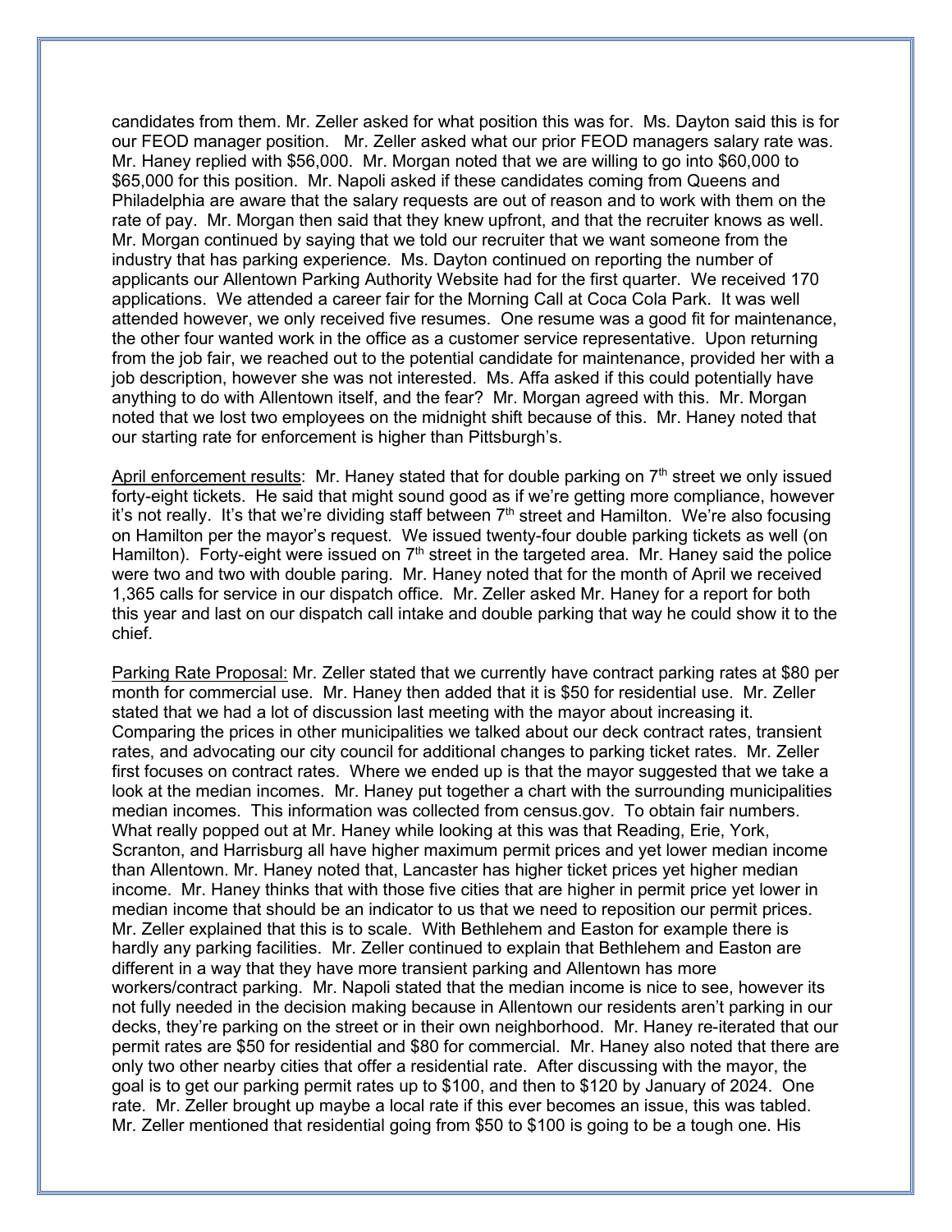candidates from them. Mr. Zeller asked for what position this was for. Ms. Dayton said this is for our FEOD manager position. Mr. Zeller asked what our prior FEOD managers salary rate was. Mr. Haney replied with $56,000. Mr. Morgan noted that we are willing to go into $60,000 to $65,000 for this position. Mr. Napoli asked if these candidates coming from Queens and Philadelphia are aware that the salary requests are out of reason and to work with them on the rate of pay. Mr. Morgan then said that they knew upfront, and that the recruiter knows as well. Mr. Morgan continued by saying that we told our recruiter that we want someone from the industry that has parking experience. Ms. Dayton continued on reporting the number of applicants our Allentown Parking Authority Website had for the first quarter. We received 170 applications. We attended a career fair for the Morning Call at Coca Cola Park. It was well attended however, we only received five resumes. One resume was a good fit for maintenance, the other four wanted work in the office as a customer service representative. Upon returning from the job fair, we reached out to the potential candidate for maintenance, provided her with a job description, however she was not interested. Ms. Affa asked if this could potentially have anything to do with Allentown itself, and the fear? Mr. Morgan agreed with this. Mr. Morgan noted that we lost two employees on the midnight shift because of this. Mr. Haney noted that our starting rate for enforcement is higher than Pittsburgh's.

<u>April enforcement results</u>: Mr. Haney stated that for double parking on 7th street we only issued forty-eight tickets. He said that might sound good as if we're getting more compliance, however it's not really. It's that we're dividing staff between 7th street and Hamilton. We're also focusing on Hamilton per the mayor's request. We issued twenty-four double parking tickets as well (on Hamilton). Forty-eight were issued on 7th street in the targeted area. Mr. Haney said the police were two and two with double paring. Mr. Haney noted that for the month of April we received 1,365 calls for service in our dispatch office. Mr. Zeller asked Mr. Haney for a report for both this year and last on our dispatch call intake and double parking that way he could show it to the chief.

<u>Parking Rate Proposal:</u> Mr. Zeller stated that we currently have contract parking rates at $80 per month for commercial use. Mr. Haney then added that it is $50 for residential use. Mr. Zeller stated that we had a lot of discussion last meeting with the mayor about increasing it. Comparing the prices in other municipalities we talked about our deck contract rates, transient rates, and advocating our city council for additional changes to parking ticket rates. Mr. Zeller first focuses on contract rates. Where we ended up is that the mayor suggested that we take a look at the median incomes. Mr. Haney put together a chart with the surrounding municipalities median incomes. This information was collected from census.gov. To obtain fair numbers. What really popped out at Mr. Haney while looking at this was that Reading, Erie, York, Scranton, and Harrisburg all have higher maximum permit prices and yet lower median income than Allentown. Mr. Haney noted that, Lancaster has higher ticket prices yet higher median income. Mr. Haney thinks that with those five cities that are higher in permit price yet lower in median income that should be an indicator to us that we need to reposition our permit prices. Mr. Zeller explained that this is to scale. With Bethlehem and Easton for example there is hardly any parking facilities. Mr. Zeller continued to explain that Bethlehem and Easton are different in a way that they have more transient parking and Allentown has more workers/contract parking. Mr. Napoli stated that the median income is nice to see, however its not fully needed in the decision making because in Allentown our residents aren't parking in our decks, they're parking on the street or in their own neighborhood. Mr. Haney re-iterated that our permit rates are $50 for residential and $80 for commercial. Mr. Haney also noted that there are only two other nearby cities that offer a residential rate. After discussing with the mayor, the goal is to get our parking permit rates up to $100, and then to $120 by January of 2024. One rate. Mr. Zeller brought up maybe a local rate if this ever becomes an issue, this was tabled. Mr. Zeller mentioned that residential going from $50 to $100 is going to be a tough one. His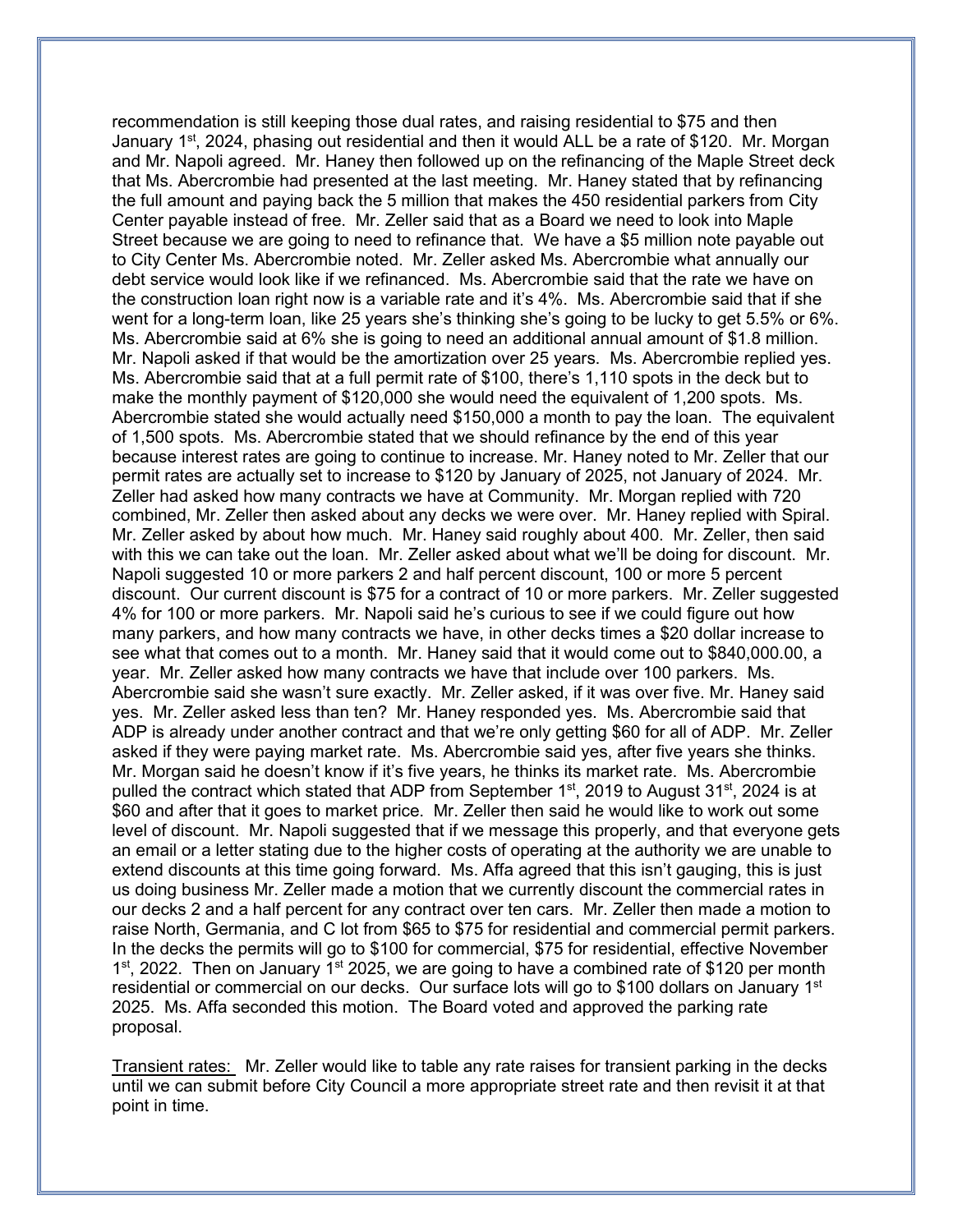recommendation is still keeping those dual rates, and raising residential to $75 and then January 1st, 2024, phasing out residential and then it would ALL be a rate of $120. Mr. Morgan and Mr. Napoli agreed. Mr. Haney then followed up on the refinancing of the Maple Street deck that Ms. Abercrombie had presented at the last meeting. Mr. Haney stated that by refinancing the full amount and paying back the 5 million that makes the 450 residential parkers from City Center payable instead of free. Mr. Zeller said that as a Board we need to look into Maple Street because we are going to need to refinance that. We have a $5 million note payable out to City Center Ms. Abercrombie noted. Mr. Zeller asked Ms. Abercrombie what annually our debt service would look like if we refinanced. Ms. Abercrombie said that the rate we have on the construction loan right now is a variable rate and it's 4%. Ms. Abercrombie said that if she went for a long-term loan, like 25 years she's thinking she's going to be lucky to get 5.5% or 6%. Ms. Abercrombie said at 6% she is going to need an additional annual amount of $1.8 million. Mr. Napoli asked if that would be the amortization over 25 years. Ms. Abercrombie replied yes. Ms. Abercrombie said that at a full permit rate of $100, there's 1,110 spots in the deck but to make the monthly payment of $120,000 she would need the equivalent of 1,200 spots. Ms. Abercrombie stated she would actually need $150,000 a month to pay the loan. The equivalent of 1,500 spots. Ms. Abercrombie stated that we should refinance by the end of this year because interest rates are going to continue to increase. Mr. Haney noted to Mr. Zeller that our permit rates are actually set to increase to $120 by January of 2025, not January of 2024. Mr. Zeller had asked how many contracts we have at Community. Mr. Morgan replied with 720 combined, Mr. Zeller then asked about any decks we were over. Mr. Haney replied with Spiral. Mr. Zeller asked by about how much. Mr. Haney said roughly about 400. Mr. Zeller, then said with this we can take out the loan. Mr. Zeller asked about what we'll be doing for discount. Mr. Napoli suggested 10 or more parkers 2 and half percent discount, 100 or more 5 percent discount. Our current discount is $75 for a contract of 10 or more parkers. Mr. Zeller suggested 4% for 100 or more parkers. Mr. Napoli said he's curious to see if we could figure out how many parkers, and how many contracts we have, in other decks times a $20 dollar increase to see what that comes out to a month. Mr. Haney said that it would come out to $840,000.00, a year. Mr. Zeller asked how many contracts we have that include over 100 parkers. Ms. Abercrombie said she wasn't sure exactly. Mr. Zeller asked, if it was over five. Mr. Haney said yes. Mr. Zeller asked less than ten? Mr. Haney responded yes. Ms. Abercrombie said that ADP is already under another contract and that we're only getting $60 for all of ADP. Mr. Zeller asked if they were paying market rate. Ms. Abercrombie said yes, after five years she thinks. Mr. Morgan said he doesn't know if it's five years, he thinks its market rate. Ms. Abercrombie pulled the contract which stated that ADP from September 1st, 2019 to August 31st, 2024 is at $60 and after that it goes to market price. Mr. Zeller then said he would like to work out some level of discount. Mr. Napoli suggested that if we message this properly, and that everyone gets an email or a letter stating due to the higher costs of operating at the authority we are unable to extend discounts at this time going forward. Ms. Affa agreed that this isn't gauging, this is just us doing business Mr. Zeller made a motion that we currently discount the commercial rates in our decks 2 and a half percent for any contract over ten cars. Mr. Zeller then made a motion to raise North, Germania, and C lot from $65 to $75 for residential and commercial permit parkers. In the decks the permits will go to $100 for commercial, $75 for residential, effective November 1st, 2022. Then on January 1st 2025, we are going to have a combined rate of $120 per month residential or commercial on our decks. Our surface lots will go to $100 dollars on January 1st 2025. Ms. Affa seconded this motion. The Board voted and approved the parking rate proposal.

<u>Transient rates:</u> Mr. Zeller would like to table any rate raises for transient parking in the decks until we can submit before City Council a more appropriate street rate and then revisit it at that point in time.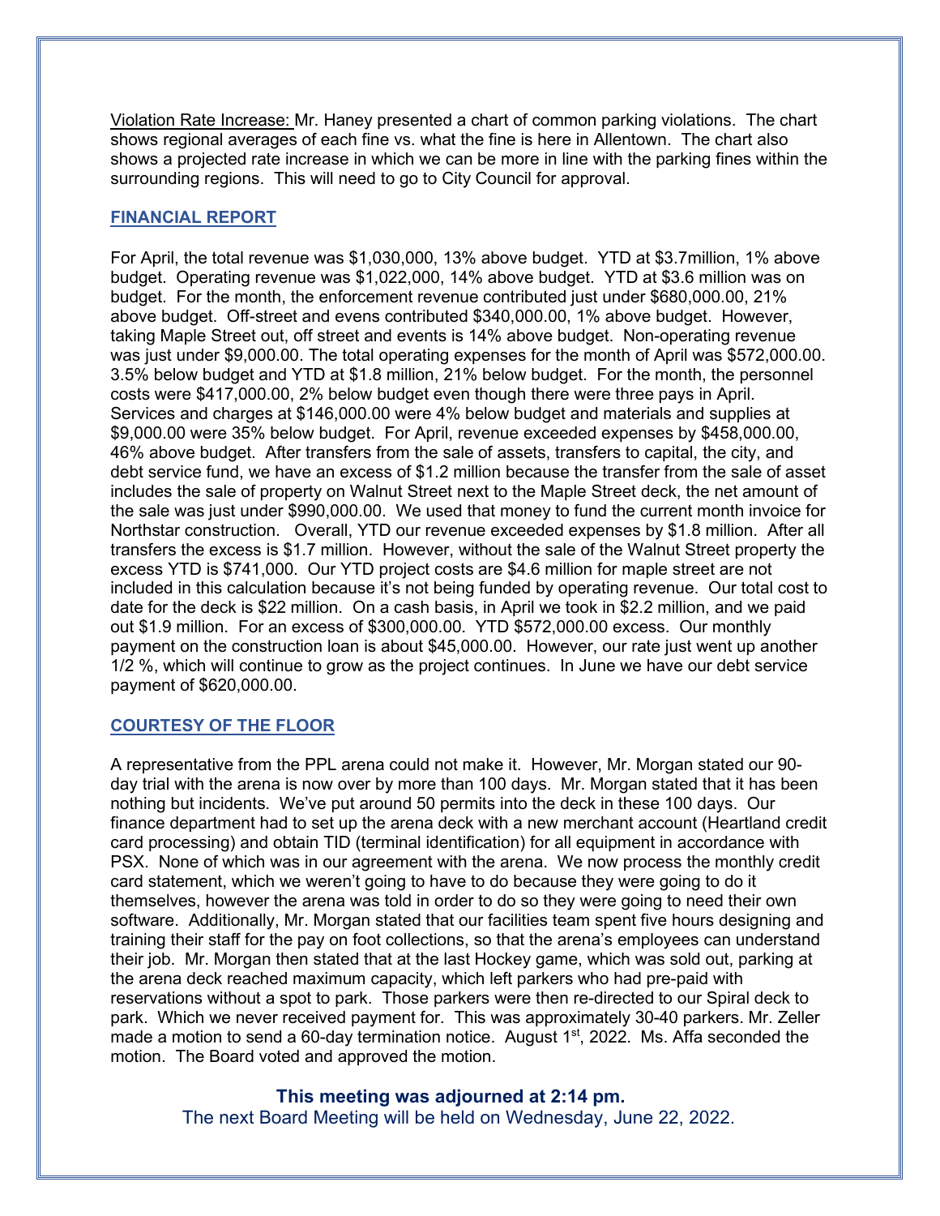Violation Rate Increase: Mr. Haney presented a chart of common parking violations. The chart shows regional averages of each fine vs. what the fine is here in Allentown. The chart also shows a projected rate increase in which we can be more in line with the parking fines within the surrounding regions. This will need to go to City Council for approval.

## FINANCIAL REPORT

For April, the total revenue was $1,030,000, 13% above budget. YTD at $3.7million, 1% above budget. Operating revenue was $1,022,000, 14% above budget. YTD at $3.6 million was on budget. For the month, the enforcement revenue contributed just under $680,000.00, 21% above budget. Off-street and evens contributed $340,000.00, 1% above budget. However, taking Maple Street out, off street and events is 14% above budget. Non-operating revenue was just under $9,000.00. The total operating expenses for the month of April was $572,000.00. 3.5% below budget and YTD at $1.8 million, 21% below budget. For the month, the personnel costs were $417,000.00, 2% below budget even though there were three pays in April. Services and charges at $146,000.00 were 4% below budget and materials and supplies at $9,000.00 were 35% below budget. For April, revenue exceeded expenses by $458,000.00, 46% above budget. After transfers from the sale of assets, transfers to capital, the city, and debt service fund, we have an excess of $1.2 million because the transfer from the sale of asset includes the sale of property on Walnut Street next to the Maple Street deck, the net amount of the sale was just under $990,000.00. We used that money to fund the current month invoice for Northstar construction. Overall, YTD our revenue exceeded expenses by $1.8 million. After all transfers the excess is $1.7 million. However, without the sale of the Walnut Street property the excess YTD is $741,000. Our YTD project costs are $4.6 million for maple street are not included in this calculation because it's not being funded by operating revenue. Our total cost to date for the deck is $22 million. On a cash basis, in April we took in $2.2 million, and we paid out $1.9 million. For an excess of $300,000.00. YTD $572,000.00 excess. Our monthly payment on the construction loan is about $45,000.00. However, our rate just went up another 1/2 %, which will continue to grow as the project continues. In June we have our debt service payment of $620,000.00.

## COURTESY OF THE FLOOR

A representative from the PPL arena could not make it. However, Mr. Morgan stated our 90-day trial with the arena is now over by more than 100 days. Mr. Morgan stated that it has been nothing but incidents. We've put around 50 permits into the deck in these 100 days. Our finance department had to set up the arena deck with a new merchant account (Heartland credit card processing) and obtain TID (terminal identification) for all equipment in accordance with PSX. None of which was in our agreement with the arena. We now process the monthly credit card statement, which we weren't going to have to do because they were going to do it themselves, however the arena was told in order to do so they were going to need their own software. Additionally, Mr. Morgan stated that our facilities team spent five hours designing and training their staff for the pay on foot collections, so that the arena's employees can understand their job. Mr. Morgan then stated that at the last Hockey game, which was sold out, parking at the arena deck reached maximum capacity, which left parkers who had pre-paid with reservations without a spot to park. Those parkers were then re-directed to our Spiral deck to park. Which we never received payment for. This was approximately 30-40 parkers. Mr. Zeller made a motion to send a 60-day termination notice. August 1st, 2022. Ms. Affa seconded the motion. The Board voted and approved the motion.

**This meeting was adjourned at 2:14 pm.**

The next Board Meeting will be held on Wednesday, June 22, 2022.